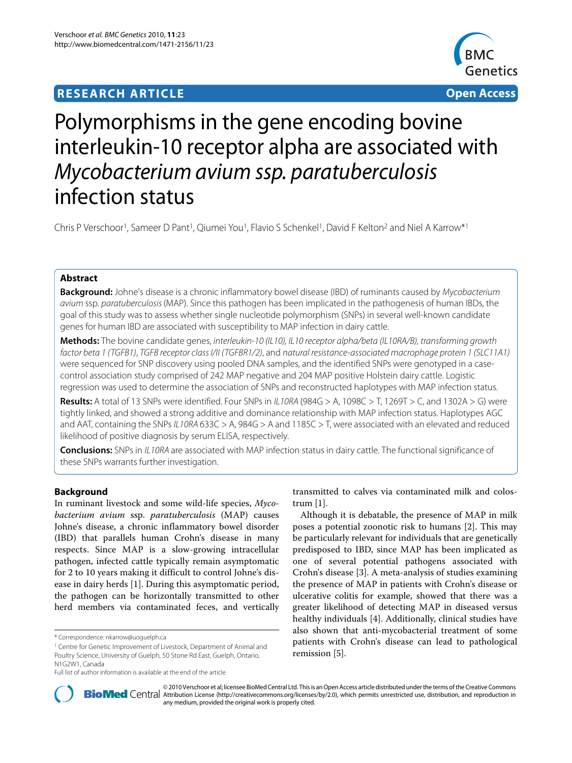**RESEARCH ARTICLE** **Open Access**

# Polymorphisms in the gene encoding bovine interleukin-10 receptor alpha are associated with *Mycobacterium avium ssp. paratuberculosis* infection status

Chris P Verschoor[1], Sameer D Pant[1], Qiumei You[1], Flavio S Schenkel[1], David F Kelton[2] and Niel A Karrow*[1]

## Abstract

**Background:** Johne's disease is a chronic inflammatory bowel disease (IBD) of ruminants caused by *Mycobacterium avium* ssp. *paratuberculosis* (MAP). Since this pathogen has been implicated in the pathogenesis of human IBDs, the goal of this study was to assess whether single nucleotide polymorphism (SNPs) in several well-known candidate genes for human IBD are associated with susceptibility to MAP infection in dairy cattle.

**Methods:** The bovine candidate genes, *interleukin-10 (IL10), IL10 receptor alpha/beta (IL10RA/B), transforming growth factor beta 1 (TGFB1)*, *TGFB receptor class I/II (TGFBR1/2)*, and *natural resistance-associated macrophage protein 1 (SLC11A1)* were sequenced for SNP discovery using pooled DNA samples, and the identified SNPs were genotyped in a case-control association study comprised of 242 MAP negative and 204 MAP positive Holstein dairy cattle. Logistic regression was used to determine the association of SNPs and reconstructed haplotypes with MAP infection status.

**Results:** A total of 13 SNPs were identified. Four SNPs in *IL10RA* (984G > A, 1098C > T, 1269T > C, and 1302A > G) were tightly linked, and showed a strong additive and dominance relationship with MAP infection status. Haplotypes AGC and AAT, containing the SNPs *IL10RA* 633C > A, 984G > A and 1185C > T, were associated with an elevated and reduced likelihood of positive diagnosis by serum ELISA, respectively.

**Conclusions:** SNPs in *IL10RA* are associated with MAP infection status in dairy cattle. The functional significance of these SNPs warrants further investigation.

## Background

In ruminant livestock and some wild-life species, *Mycobacterium avium* ssp. *paratuberculosis* (MAP) causes Johne's disease, a chronic inflammatory bowel disorder (IBD) that parallels human Crohn's disease in many respects. Since MAP is a slow-growing intracellular pathogen, infected cattle typically remain asymptomatic for 2 to 10 years making it difficult to control Johne's disease in dairy herds [1]. During this asymptomatic period, the pathogen can be horizontally transmitted to other herd members via contaminated feces, and vertically transmitted to calves via contaminated milk and colostrum [1].

Although it is debatable, the presence of MAP in milk poses a potential zoonotic risk to humans [2]. This may be particularly relevant for individuals that are genetically predisposed to IBD, since MAP has been implicated as one of several potential pathogens associated with Crohn's disease [3]. A meta-analysis of studies examining the presence of MAP in patients with Crohn's disease or ulcerative colitis for example, showed that there was a greater likelihood of detecting MAP in diseased versus healthy individuals [4]. Additionally, clinical studies have also shown that anti-mycobacterial treatment of some patients with Crohn's disease can lead to pathological remission [5].

\* Correspondence: nkarrow@uoguelph.ca

[1] Centre for Genetic Improvement of Livestock, Department of Animal and Poultry Science, University of Guelph, 50 Stone Rd East, Guelph, Ontario, N1G2W1, Canada

Full list of author information is available at the end of the article

© 2010 Verschoor et al; licensee BioMed Central Ltd. This is an Open Access article distributed under the terms of the Creative Commons Attribution License (http://creativecommons.org/licenses/by/2.0), which permits unrestricted use, distribution, and reproduction in any medium, provided the original work is properly cited.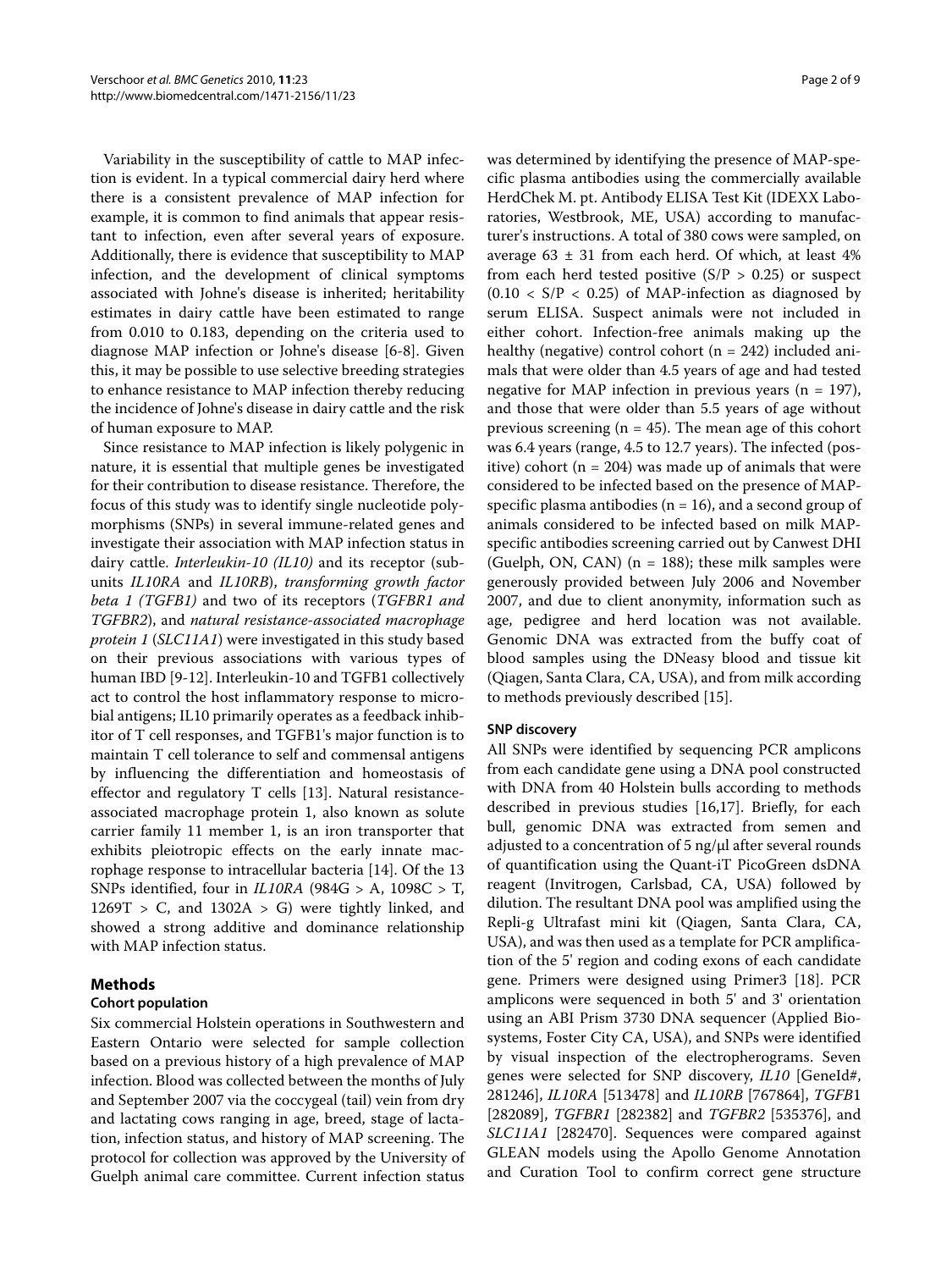Variability in the susceptibility of cattle to MAP infection is evident. In a typical commercial dairy herd where there is a consistent prevalence of MAP infection for example, it is common to find animals that appear resistant to infection, even after several years of exposure. Additionally, there is evidence that susceptibility to MAP infection, and the development of clinical symptoms associated with Johne's disease is inherited; heritability estimates in dairy cattle have been estimated to range from 0.010 to 0.183, depending on the criteria used to diagnose MAP infection or Johne's disease [6-8]. Given this, it may be possible to use selective breeding strategies to enhance resistance to MAP infection thereby reducing the incidence of Johne's disease in dairy cattle and the risk of human exposure to MAP.

Since resistance to MAP infection is likely polygenic in nature, it is essential that multiple genes be investigated for their contribution to disease resistance. Therefore, the focus of this study was to identify single nucleotide polymorphisms (SNPs) in several immune-related genes and investigate their association with MAP infection status in dairy cattle. *Interleukin-10 (IL10)* and its receptor (subunits *IL10RA* and *IL10RB*), *transforming growth factor beta 1 (TGFB1)* and two of its receptors (*TGFBR1 and TGFBR2*), and *natural resistance-associated macrophage protein 1* (*SLC11A1*) were investigated in this study based on their previous associations with various types of human IBD [9-12]. Interleukin-10 and TGFB1 collectively act to control the host inflammatory response to microbial antigens; IL10 primarily operates as a feedback inhibitor of T cell responses, and TGFB1's major function is to maintain T cell tolerance to self and commensal antigens by influencing the differentiation and homeostasis of effector and regulatory T cells [13]. Natural resistance-associated macrophage protein 1, also known as solute carrier family 11 member 1, is an iron transporter that exhibits pleiotropic effects on the early innate macrophage response to intracellular bacteria [14]. Of the 13 SNPs identified, four in *IL10RA* (984G > A, 1098C > T, 1269T > C, and 1302A > G) were tightly linked, and showed a strong additive and dominance relationship with MAP infection status.

## Methods

### Cohort population

Six commercial Holstein operations in Southwestern and Eastern Ontario were selected for sample collection based on a previous history of a high prevalence of MAP infection. Blood was collected between the months of July and September 2007 via the coccygeal (tail) vein from dry and lactating cows ranging in age, breed, stage of lactation, infection status, and history of MAP screening. The protocol for collection was approved by the University of Guelph animal care committee. Current infection status was determined by identifying the presence of MAP-specific plasma antibodies using the commercially available HerdChek M. pt. Antibody ELISA Test Kit (IDEXX Laboratories, Westbrook, ME, USA) according to manufacturer's instructions. A total of 380 cows were sampled, on average 63 ± 31 from each herd. Of which, at least 4% from each herd tested positive (S/P > 0.25) or suspect (0.10 < S/P < 0.25) of MAP-infection as diagnosed by serum ELISA. Suspect animals were not included in either cohort. Infection-free animals making up the healthy (negative) control cohort (n = 242) included animals that were older than 4.5 years of age and had tested negative for MAP infection in previous years (n = 197), and those that were older than 5.5 years of age without previous screening (n = 45). The mean age of this cohort was 6.4 years (range, 4.5 to 12.7 years). The infected (positive) cohort (n = 204) was made up of animals that were considered to be infected based on the presence of MAP-specific plasma antibodies (n = 16), and a second group of animals considered to be infected based on milk MAP-specific antibodies screening carried out by Canwest DHI (Guelph, ON, CAN) (n = 188); these milk samples were generously provided between July 2006 and November 2007, and due to client anonymity, information such as age, pedigree and herd location was not available. Genomic DNA was extracted from the buffy coat of blood samples using the DNeasy blood and tissue kit (Qiagen, Santa Clara, CA, USA), and from milk according to methods previously described [15].

### SNP discovery

All SNPs were identified by sequencing PCR amplicons from each candidate gene using a DNA pool constructed with DNA from 40 Holstein bulls according to methods described in previous studies [16,17]. Briefly, for each bull, genomic DNA was extracted from semen and adjusted to a concentration of 5 ng/μl after several rounds of quantification using the Quant-iT PicoGreen dsDNA reagent (Invitrogen, Carlsbad, CA, USA) followed by dilution. The resultant DNA pool was amplified using the Repli-g Ultrafast mini kit (Qiagen, Santa Clara, CA, USA), and was then used as a template for PCR amplification of the 5' region and coding exons of each candidate gene. Primers were designed using Primer3 [18]. PCR amplicons were sequenced in both 5' and 3' orientation using an ABI Prism 3730 DNA sequencer (Applied Biosystems, Foster City CA, USA), and SNPs were identified by visual inspection of the electropherograms. Seven genes were selected for SNP discovery, *IL10* [GeneId#, 281246], *IL10RA* [513478] and *IL10RB* [767864], *TGFB*1 [282089], *TGFBR1* [282382] and *TGFBR2* [535376], and *SLC11A1* [282470]. Sequences were compared against GLEAN models using the Apollo Genome Annotation and Curation Tool to confirm correct gene structure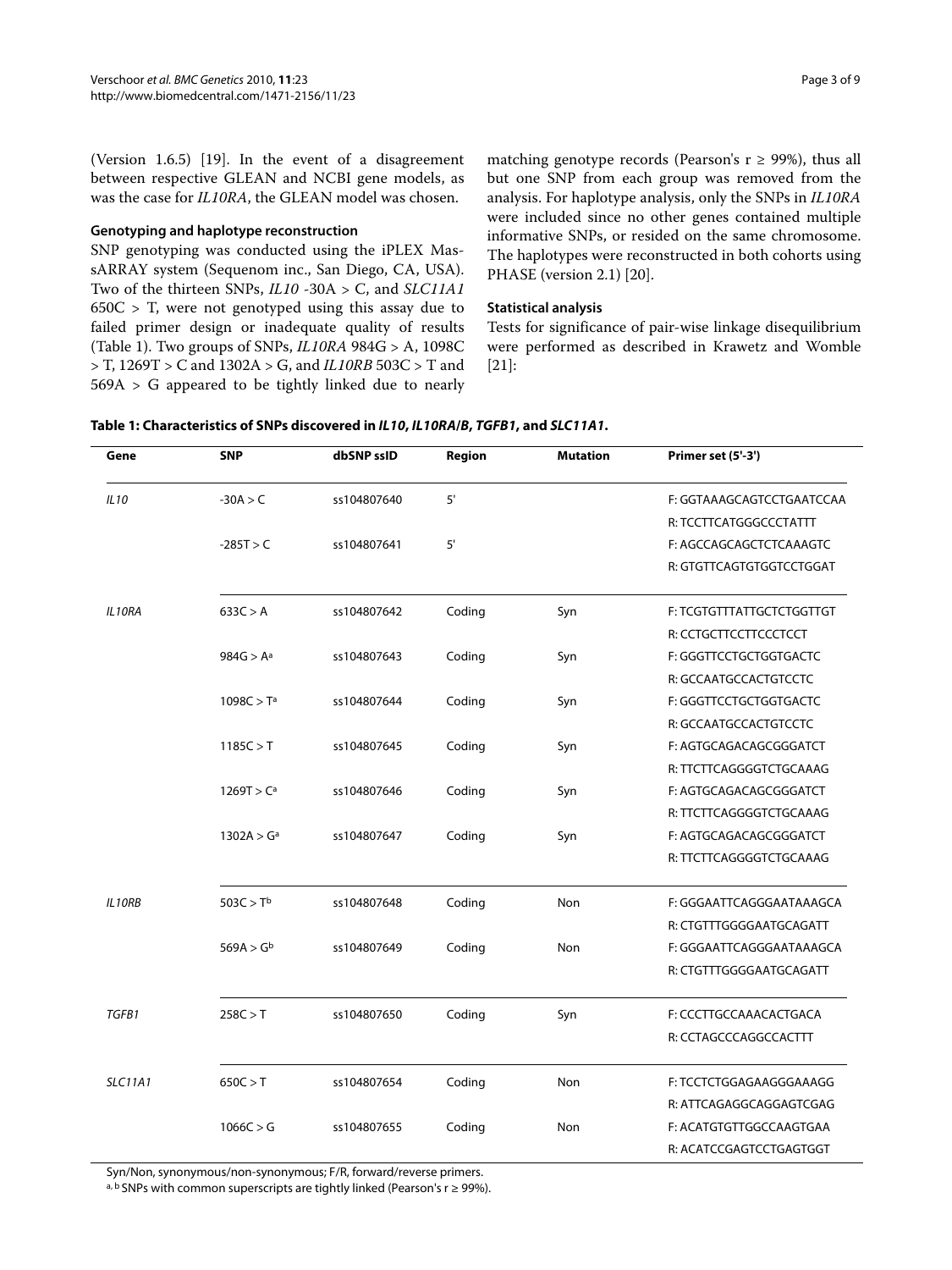(Version 1.6.5) [19]. In the event of a disagreement between respective GLEAN and NCBI gene models, as was the case for *IL10RA*, the GLEAN model was chosen.

### Genotyping and haplotype reconstruction

SNP genotyping was conducted using the iPLEX MassARRAY system (Sequenom inc., San Diego, CA, USA). Two of the thirteen SNPs, *IL10* -30A > C, and *SLC11A1* 650C > T, were not genotyped using this assay due to failed primer design or inadequate quality of results (Table 1). Two groups of SNPs, *IL10RA* 984G > A, 1098C > T, 1269T > C and 1302A > G, and *IL10RB* 503C > T and 569A > G appeared to be tightly linked due to nearly matching genotype records (Pearson's r ≥ 99%), thus all but one SNP from each group was removed from the analysis. For haplotype analysis, only the SNPs in *IL10RA* were included since no other genes contained multiple informative SNPs, or resided on the same chromosome. The haplotypes were reconstructed in both cohorts using PHASE (version 2.1) [20].

### Statistical analysis

Tests for significance of pair-wise linkage disequilibrium were performed as described in Krawetz and Womble [21]:

**Table 1: Characteristics of SNPs discovered in *IL10*, *IL10RA/B*, *TGFB1*, and *SLC11A1*.**

| Gene | SNP | dbSNP ssID | Region | Mutation | Primer set (5'-3') |
|---|---|---|---|---|---|
| *IL10* | -30A > C | ss104807640 | 5' | | F: GGTAAAGCAGTCCTGAATCCAA |
| | | | | | R: TCCTTCATGGGCCCTATTT |
| | -285T > C | ss104807641 | 5' | | F: AGCCAGCAGCTCTCAAAGTC |
| | | | | | R: GTGTTCAGTGTGGTCCTGGAT |
| *IL10RA* | 633C > A | ss104807642 | Coding | Syn | F: TCGTGTTTATTGCTCTGGTTGT |
| | | | | | R: CCTGCTTCCTTCCCTCCT |
| | 984G > A[a] | ss104807643 | Coding | Syn | F: GGGTTCCTGCTGGTGACTC |
| | | | | | R: GCCAATGCCACTGTCCTC |
| | 1098C > T[a] | ss104807644 | Coding | Syn | F: GGGTTCCTGCTGGTGACTC |
| | | | | | R: GCCAATGCCACTGTCCTC |
| | 1185C > T | ss104807645 | Coding | Syn | F: AGTGCAGACAGCGGGATCT |
| | | | | | R: TTCTTCAGGGGTCTGCAAAG |
| | 1269T > C[a] | ss104807646 | Coding | Syn | F: AGTGCAGACAGCGGGATCT |
| | | | | | R: TTCTTCAGGGGTCTGCAAAG |
| | 1302A > G[a] | ss104807647 | Coding | Syn | F: AGTGCAGACAGCGGGATCT |
| | | | | | R: TTCTTCAGGGGTCTGCAAAG |
| *IL10RB* | 503C > T[b] | ss104807648 | Coding | Non | F: GGGAATTCAGGGAATAAAGCA |
| | | | | | R: CTGTTTGGGGAATGCAGATT |
| | 569A > G[b] | ss104807649 | Coding | Non | F: GGGAATTCAGGGAATAAAGCA |
| | | | | | R: CTGTTTGGGGAATGCAGATT |
| *TGFB1* | 258C > T | ss104807650 | Coding | Syn | F: CCCTTGCCAAACACTGACA |
| | | | | | R: CCTAGCCCAGGCCACTTT |
| *SLC11A1* | 650C > T | ss104807654 | Coding | Non | F: TCCTCTGGAGAAGGGAAAGG |
| | | | | | R: ATTCAGAGGCAGGAGTCGAG |
| | 1066C > G | ss104807655 | Coding | Non | F: ACATGTGTTGGCCAAGTGAA |
| | | | | | R: ACATCCGAGTCCTGAGTGGT |

Syn/Non, synonymous/non-synonymous; F/R, forward/reverse primers.
[a, b] SNPs with common superscripts are tightly linked (Pearson's r ≥ 99%).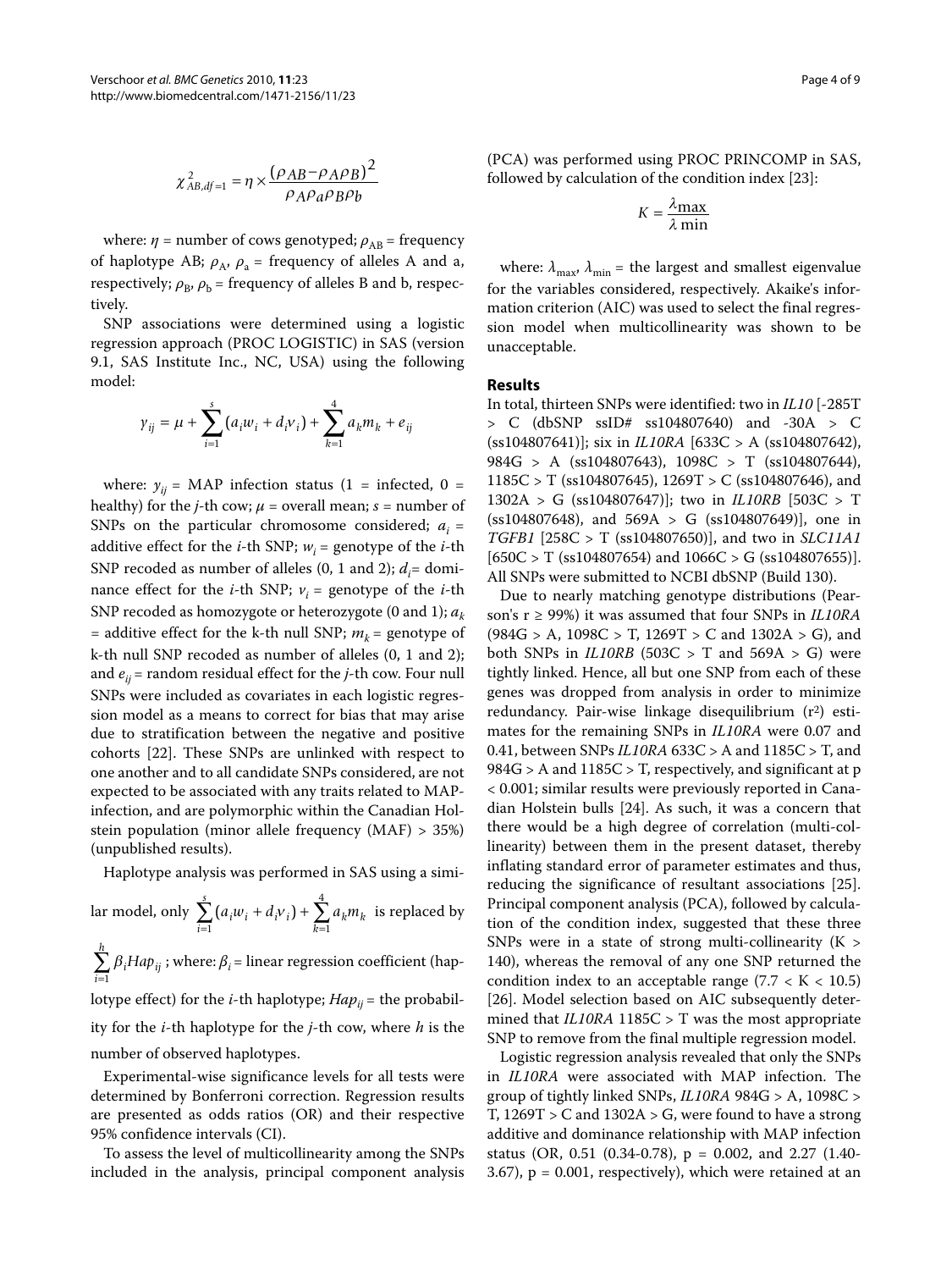$$\chi^2_{AB,df=1} = \eta \times \frac{(\rho_{AB} - \rho_A \rho_B)^2}{\rho_A \rho_a \rho_B \rho_b}$$

where: $\eta$ = number of cows genotyped; $\rho_{AB}$ = frequency of haplotype AB; $\rho_A$, $\rho_a$ = frequency of alleles A and a, respectively; $\rho_B$, $\rho_b$ = frequency of alleles B and b, respectively.

SNP associations were determined using a logistic regression approach (PROC LOGISTIC) in SAS (version 9.1, SAS Institute Inc., NC, USA) using the following model:

$$y_{ij} = \mu + \sum_{i=1}^{s}(a_i w_i + d_i v_i) + \sum_{k=1}^{4} a_k m_k + e_{ij}$$

where: $y_{ij}$ = MAP infection status (1 = infected, 0 = healthy) for the *j*-th cow; $\mu$ = overall mean; $s$ = number of SNPs on the particular chromosome considered; $a_i$ = additive effect for the *i*-th SNP; $w_i$ = genotype of the *i*-th SNP recoded as number of alleles (0, 1 and 2); $d_i$= dominance effect for the *i*-th SNP; $v_i$ = genotype of the *i*-th SNP recoded as homozygote or heterozygote (0 and 1); $a_k$ = additive effect for the k-th null SNP; $m_k$ = genotype of k-th null SNP recoded as number of alleles (0, 1 and 2); and $e_{ij}$ = random residual effect for the *j*-th cow. Four null SNPs were included as covariates in each logistic regression model as a means to correct for bias that may arise due to stratification between the negative and positive cohorts [22]. These SNPs are unlinked with respect to one another and to all candidate SNPs considered, are not expected to be associated with any traits related to MAP-infection, and are polymorphic within the Canadian Holstein population (minor allele frequency (MAF) > 35%) (unpublished results).

Haplotype analysis was performed in SAS using a similar model, only $\sum_{i=1}^{s}(a_i w_i + d_i v_i) + \sum_{k=1}^{4} a_k m_k$ is replaced by $\sum_{i=1}^{h} \beta_i Hap_{ij}$ ; where: $\beta_i$ = linear regression coefficient (haplotype effect) for the *i*-th haplotype; $Hap_{ij}$ = the probability for the *i*-th haplotype for the *j*-th cow, where $h$ is the number of observed haplotypes.

Experimental-wise significance levels for all tests were determined by Bonferroni correction. Regression results are presented as odds ratios (OR) and their respective 95% confidence intervals (CI).

To assess the level of multicollinearity among the SNPs included in the analysis, principal component analysis (PCA) was performed using PROC PRINCOMP in SAS, followed by calculation of the condition index [23]:

$$K = \frac{\lambda \text{max}}{\lambda \text{ min}}$$

where: $\lambda_{\text{max}}$, $\lambda_{\text{min}}$ = the largest and smallest eigenvalue for the variables considered, respectively. Akaike's information criterion (AIC) was used to select the final regression model when multicollinearity was shown to be unacceptable.

## Results

In total, thirteen SNPs were identified: two in *IL10* [-285T > C (dbSNP ssID# ss104807640) and -30A > C (ss104807641)]; six in *IL10RA* [633C > A (ss104807642), 984G > A (ss104807643), 1098C > T (ss104807644), 1185C > T (ss104807645), 1269T > C (ss104807646), and 1302A > G (ss104807647)]; two in *IL10RB* [503C > T (ss104807648), and 569A > G (ss104807649)], one in *TGFB1* [258C > T (ss104807650)], and two in *SLC11A1* [650C > T (ss104807654) and 1066C > G (ss104807655)]. All SNPs were submitted to NCBI dbSNP (Build 130).

Due to nearly matching genotype distributions (Pearson's r ≥ 99%) it was assumed that four SNPs in *IL10RA* (984G > A, 1098C > T, 1269T > C and 1302A > G), and both SNPs in *IL10RB* (503C > T and 569A > G) were tightly linked. Hence, all but one SNP from each of these genes was dropped from analysis in order to minimize redundancy. Pair-wise linkage disequilibrium ($r^2$) estimates for the remaining SNPs in *IL10RA* were 0.07 and 0.41, between SNPs *IL10RA* 633C > A and 1185C > T, and 984G > A and 1185C > T, respectively, and significant at $p < 0.001$; similar results were previously reported in Canadian Holstein bulls [24]. As such, it was a concern that there would be a high degree of correlation (multi-collinearity) between them in the present dataset, thereby inflating standard error of parameter estimates and thus, reducing the significance of resultant associations [25]. Principal component analysis (PCA), followed by calculation of the condition index, suggested that these three SNPs were in a state of strong multi-collinearity ($K > 140$), whereas the removal of any one SNP returned the condition index to an acceptable range ($7.7 < K < 10.5$) [26]. Model selection based on AIC subsequently determined that *IL10RA* 1185C > T was the most appropriate SNP to remove from the final multiple regression model.

Logistic regression analysis revealed that only the SNPs in *IL10RA* were associated with MAP infection. The group of tightly linked SNPs, *IL10RA* 984G > A, 1098C > T, 1269T > C and 1302A > G, were found to have a strong additive and dominance relationship with MAP infection status (OR, 0.51 (0.34-0.78), $p = 0.002$, and 2.27 (1.40-3.67), $p = 0.001$, respectively), which were retained at an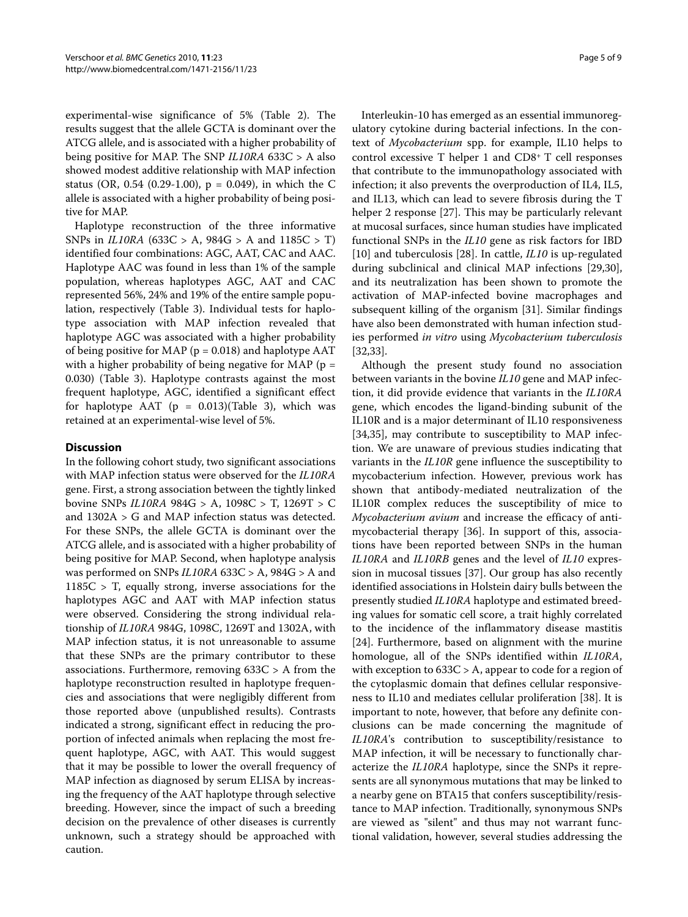experimental-wise significance of 5% (Table 2). The results suggest that the allele GCTA is dominant over the ATCG allele, and is associated with a higher probability of being positive for MAP. The SNP *IL10RA* 633C > A also showed modest additive relationship with MAP infection status (OR, 0.54 (0.29-1.00), p = 0.049), in which the C allele is associated with a higher probability of being positive for MAP.

Haplotype reconstruction of the three informative SNPs in *IL10RA* (633C > A, 984G > A and 1185C > T) identified four combinations: AGC, AAT, CAC and AAC. Haplotype AAC was found in less than 1% of the sample population, whereas haplotypes AGC, AAT and CAC represented 56%, 24% and 19% of the entire sample population, respectively (Table 3). Individual tests for haplotype association with MAP infection revealed that haplotype AGC was associated with a higher probability of being positive for MAP (p = 0.018) and haplotype AAT with a higher probability of being negative for MAP (p = 0.030) (Table 3). Haplotype contrasts against the most frequent haplotype, AGC, identified a significant effect for haplotype AAT (p = 0.013)(Table 3), which was retained at an experimental-wise level of 5%.

## Discussion

In the following cohort study, two significant associations with MAP infection status were observed for the *IL10RA* gene. First, a strong association between the tightly linked bovine SNPs *IL10RA* 984G > A, 1098C > T, 1269T > C and 1302A > G and MAP infection status was detected. For these SNPs, the allele GCTA is dominant over the ATCG allele, and is associated with a higher probability of being positive for MAP. Second, when haplotype analysis was performed on SNPs *IL10RA* 633C > A, 984G > A and 1185C > T, equally strong, inverse associations for the haplotypes AGC and AAT with MAP infection status were observed. Considering the strong individual relationship of *IL10RA* 984G, 1098C, 1269T and 1302A, with MAP infection status, it is not unreasonable to assume that these SNPs are the primary contributor to these associations. Furthermore, removing 633C > A from the haplotype reconstruction resulted in haplotype frequencies and associations that were negligibly different from those reported above (unpublished results). Contrasts indicated a strong, significant effect in reducing the proportion of infected animals when replacing the most frequent haplotype, AGC, with AAT. This would suggest that it may be possible to lower the overall frequency of MAP infection as diagnosed by serum ELISA by increasing the frequency of the AAT haplotype through selective breeding. However, since the impact of such a breeding decision on the prevalence of other diseases is currently unknown, such a strategy should be approached with caution.

Interleukin-10 has emerged as an essential immunoregulatory cytokine during bacterial infections. In the context of *Mycobacterium* spp. for example, IL10 helps to control excessive T helper 1 and $CD8^+$ T cell responses that contribute to the immunopathology associated with infection; it also prevents the overproduction of IL4, IL5, and IL13, which can lead to severe fibrosis during the T helper 2 response [27]. This may be particularly relevant at mucosal surfaces, since human studies have implicated functional SNPs in the *IL10* gene as risk factors for IBD [10] and tuberculosis [28]. In cattle, *IL10* is up-regulated during subclinical and clinical MAP infections [29,30], and its neutralization has been shown to promote the activation of MAP-infected bovine macrophages and subsequent killing of the organism [31]. Similar findings have also been demonstrated with human infection studies performed *in vitro* using *Mycobacterium tuberculosis* [32,33].

Although the present study found no association between variants in the bovine *IL10* gene and MAP infection, it did provide evidence that variants in the *IL10RA* gene, which encodes the ligand-binding subunit of the IL10R and is a major determinant of IL10 responsiveness [34,35], may contribute to susceptibility to MAP infection. We are unaware of previous studies indicating that variants in the *IL10R* gene influence the susceptibility to mycobacterium infection. However, previous work has shown that antibody-mediated neutralization of the IL10R complex reduces the susceptibility of mice to *Mycobacterium avium* and increase the efficacy of antimycobacterial therapy [36]. In support of this, associations have been reported between SNPs in the human *IL10RA* and *IL10RB* genes and the level of *IL10* expression in mucosal tissues [37]. Our group has also recently identified associations in Holstein dairy bulls between the presently studied *IL10RA* haplotype and estimated breeding values for somatic cell score, a trait highly correlated to the incidence of the inflammatory disease mastitis [24]. Furthermore, based on alignment with the murine homologue, all of the SNPs identified within *IL10RA*, with exception to 633C > A, appear to code for a region of the cytoplasmic domain that defines cellular responsiveness to IL10 and mediates cellular proliferation [38]. It is important to note, however, that before any definite conclusions can be made concerning the magnitude of *IL10RA*'s contribution to susceptibility/resistance to MAP infection, it will be necessary to functionally characterize the *IL10RA* haplotype, since the SNPs it represents are all synonymous mutations that may be linked to a nearby gene on BTA15 that confers susceptibility/resistance to MAP infection. Traditionally, synonymous SNPs are viewed as "silent" and thus may not warrant functional validation, however, several studies addressing the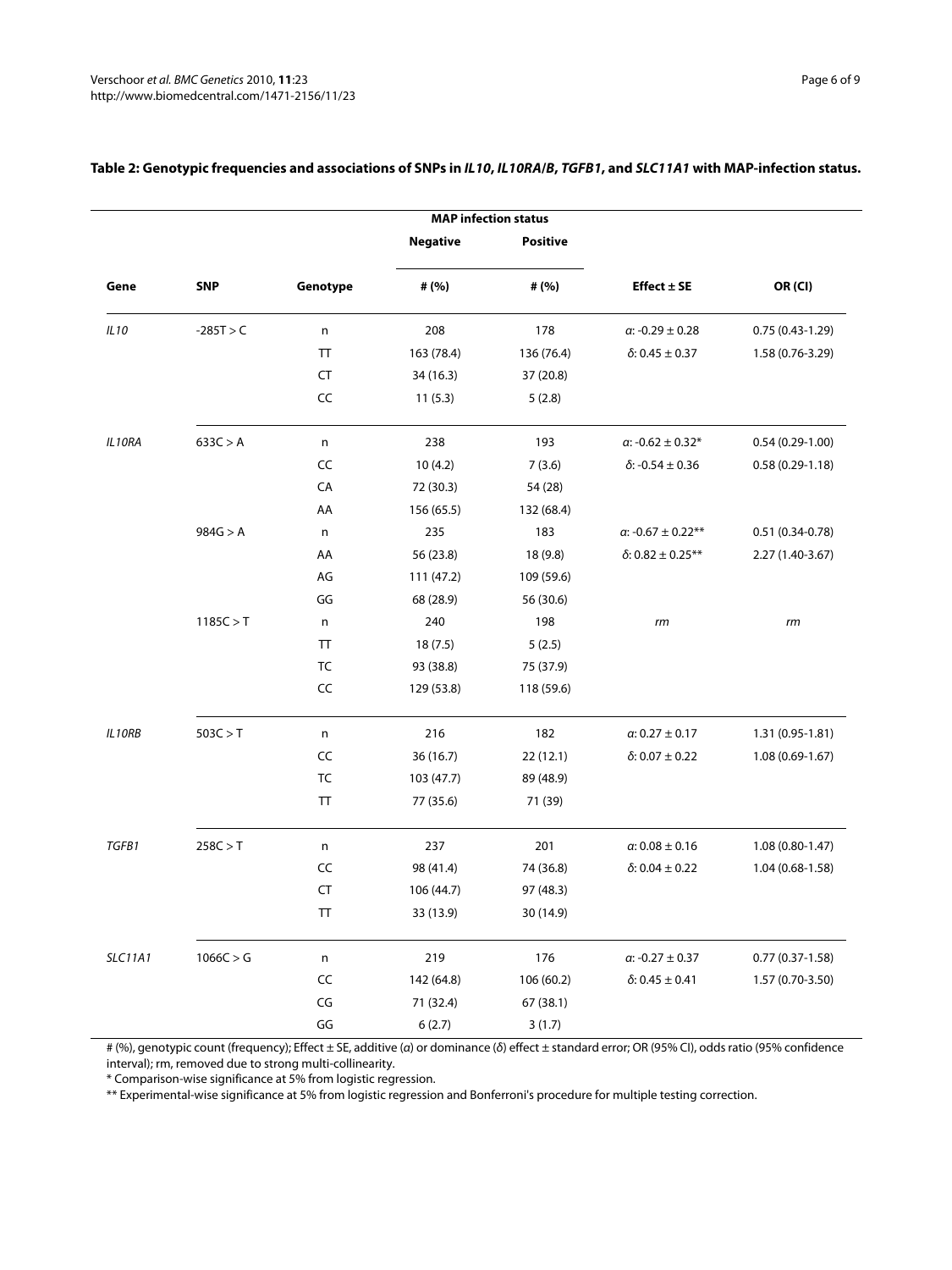**Table 2: Genotypic frequencies and associations of SNPs in *IL10*, *IL10RA*/*B*, *TGFB1*, and *SLC11A1* with MAP-infection status.**

| | | | MAP infection status | | | |
|---|---|---|---|---|---|---|
| | | | Negative | Positive | | |
| Gene | SNP | Genotype | # (%) | # (%) | Effect ± SE | OR (CI) |
| *IL10* | -285T > C | n | 208 | 178 | $\alpha$: -0.29 ± 0.28 | 0.75 (0.43-1.29) |
| | | TT | 163 (78.4) | 136 (76.4) | $\delta$: 0.45 ± 0.37 | 1.58 (0.76-3.29) |
| | | CT | 34 (16.3) | 37 (20.8) | | |
| | | CC | 11 (5.3) | 5 (2.8) | | |
| *IL10RA* | 633C > A | n | 238 | 193 | $\alpha$: -0.62 ± 0.32* | 0.54 (0.29-1.00) |
| | | CC | 10 (4.2) | 7 (3.6) | $\delta$: -0.54 ± 0.36 | 0.58 (0.29-1.18) |
| | | CA | 72 (30.3) | 54 (28) | | |
| | | AA | 156 (65.5) | 132 (68.4) | | |
| | 984G > A | n | 235 | 183 | $\alpha$: -0.67 ± 0.22** | 0.51 (0.34-0.78) |
| | | AA | 56 (23.8) | 18 (9.8) | $\delta$: 0.82 ± 0.25** | 2.27 (1.40-3.67) |
| | | AG | 111 (47.2) | 109 (59.6) | | |
| | | GG | 68 (28.9) | 56 (30.6) | | |
| | 1185C > T | n | 240 | 198 | *rm* | *rm* |
| | | TT | 18 (7.5) | 5 (2.5) | | |
| | | TC | 93 (38.8) | 75 (37.9) | | |
| | | CC | 129 (53.8) | 118 (59.6) | | |
| *IL10RB* | 503C > T | n | 216 | 182 | $\alpha$: 0.27 ± 0.17 | 1.31 (0.95-1.81) |
| | | CC | 36 (16.7) | 22 (12.1) | $\delta$: 0.07 ± 0.22 | 1.08 (0.69-1.67) |
| | | TC | 103 (47.7) | 89 (48.9) | | |
| | | TT | 77 (35.6) | 71 (39) | | |
| *TGFB1* | 258C > T | n | 237 | 201 | $\alpha$: 0.08 ± 0.16 | 1.08 (0.80-1.47) |
| | | CC | 98 (41.4) | 74 (36.8) | $\delta$: 0.04 ± 0.22 | 1.04 (0.68-1.58) |
| | | CT | 106 (44.7) | 97 (48.3) | | |
| | | TT | 33 (13.9) | 30 (14.9) | | |
| *SLC11A1* | 1066C > G | n | 219 | 176 | $\alpha$: -0.27 ± 0.37 | 0.77 (0.37-1.58) |
| | | CC | 142 (64.8) | 106 (60.2) | $\delta$: 0.45 ± 0.41 | 1.57 (0.70-3.50) |
| | | CG | 71 (32.4) | 67 (38.1) | | |
| | | GG | 6 (2.7) | 3 (1.7) | | |

# (%), genotypic count (frequency); Effect ± SE, additive ($\alpha$) or dominance ($\delta$) effect ± standard error; OR (95% CI), odds ratio (95% confidence interval); rm, removed due to strong multi-collinearity.

\* Comparison-wise significance at 5% from logistic regression.

\*\* Experimental-wise significance at 5% from logistic regression and Bonferroni's procedure for multiple testing correction.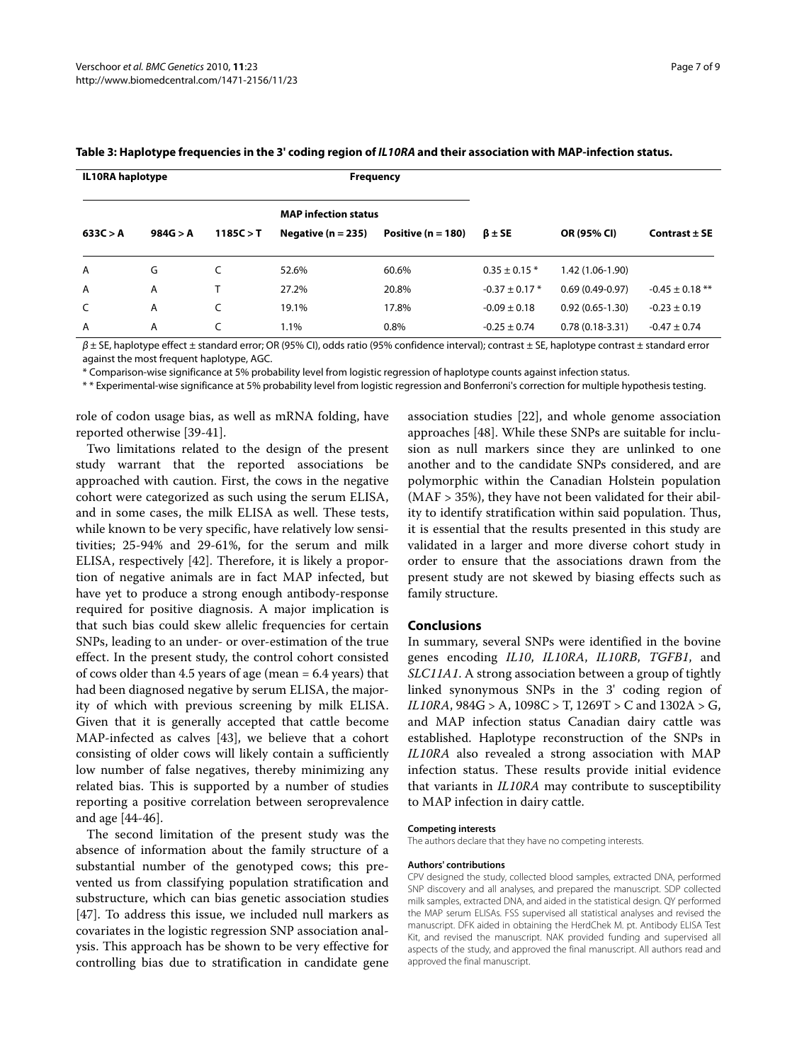**Table 3: Haplotype frequencies in the 3' coding region of *IL10RA* and their association with MAP-infection status.**

| IL10RA haplotype | | | Frequency | | | | |
|---|---|---|---|---|---|---|---|
| | | | MAP infection status | | | | |
| 633C > A | 984G > A | 1185C > T | Negative (n = 235) | Positive (n = 180) | β ± SE | OR (95% CI) | Contrast ± SE |
| A | G | C | 52.6% | 60.6% | 0.35 ± 0.15 * | 1.42 (1.06-1.90) | |
| A | A | T | 27.2% | 20.8% | -0.37 ± 0.17 * | 0.69 (0.49-0.97) | -0.45 ± 0.18 ** |
| C | A | C | 19.1% | 17.8% | -0.09 ± 0.18 | 0.92 (0.65-1.30) | -0.23 ± 0.19 |
| A | A | C | 1.1% | 0.8% | -0.25 ± 0.74 | 0.78 (0.18-3.31) | -0.47 ± 0.74 |

β ± SE, haplotype effect ± standard error; OR (95% CI), odds ratio (95% confidence interval); contrast ± SE, haplotype contrast ± standard error against the most frequent haplotype, AGC.

* Comparison-wise significance at 5% probability level from logistic regression of haplotype counts against infection status.

* * Experimental-wise significance at 5% probability level from logistic regression and Bonferroni's correction for multiple hypothesis testing.

role of codon usage bias, as well as mRNA folding, have reported otherwise [39-41].

Two limitations related to the design of the present study warrant that the reported associations be approached with caution. First, the cows in the negative cohort were categorized as such using the serum ELISA, and in some cases, the milk ELISA as well. These tests, while known to be very specific, have relatively low sensitivities; 25-94% and 29-61%, for the serum and milk ELISA, respectively [42]. Therefore, it is likely a proportion of negative animals are in fact MAP infected, but have yet to produce a strong enough antibody-response required for positive diagnosis. A major implication is that such bias could skew allelic frequencies for certain SNPs, leading to an under- or over-estimation of the true effect. In the present study, the control cohort consisted of cows older than 4.5 years of age (mean = 6.4 years) that had been diagnosed negative by serum ELISA, the majority of which with previous screening by milk ELISA. Given that it is generally accepted that cattle become MAP-infected as calves [43], we believe that a cohort consisting of older cows will likely contain a sufficiently low number of false negatives, thereby minimizing any related bias. This is supported by a number of studies reporting a positive correlation between seroprevalence and age [44-46].

The second limitation of the present study was the absence of information about the family structure of a substantial number of the genotyped cows; this prevented us from classifying population stratification and substructure, which can bias genetic association studies [47]. To address this issue, we included null markers as covariates in the logistic regression SNP association analysis. This approach has be shown to be very effective for controlling bias due to stratification in candidate gene association studies [22], and whole genome association approaches [48]. While these SNPs are suitable for inclusion as null markers since they are unlinked to one another and to the candidate SNPs considered, and are polymorphic within the Canadian Holstein population (MAF > 35%), they have not been validated for their ability to identify stratification within said population. Thus, it is essential that the results presented in this study are validated in a larger and more diverse cohort study in order to ensure that the associations drawn from the present study are not skewed by biasing effects such as family structure.

## Conclusions

In summary, several SNPs were identified in the bovine genes encoding *IL10*, *IL10RA*, *IL10RB*, *TGFB1*, and *SLC11A1*. A strong association between a group of tightly linked synonymous SNPs in the 3' coding region of *IL10RA*, 984G > A, 1098C > T, 1269T > C and 1302A > G, and MAP infection status Canadian dairy cattle was established. Haplotype reconstruction of the SNPs in *IL10RA* also revealed a strong association with MAP infection status. These results provide initial evidence that variants in *IL10RA* may contribute to susceptibility to MAP infection in dairy cattle.

#### Competing interests

The authors declare that they have no competing interests.

#### Authors' contributions

CPV designed the study, collected blood samples, extracted DNA, performed SNP discovery and all analyses, and prepared the manuscript. SDP collected milk samples, extracted DNA, and aided in the statistical design. QY performed the MAP serum ELISAs. FSS supervised all statistical analyses and revised the manuscript. DFK aided in obtaining the HerdChek M. pt. Antibody ELISA Test Kit, and revised the manuscript. NAK provided funding and supervised all aspects of the study, and approved the final manuscript. All authors read and approved the final manuscript.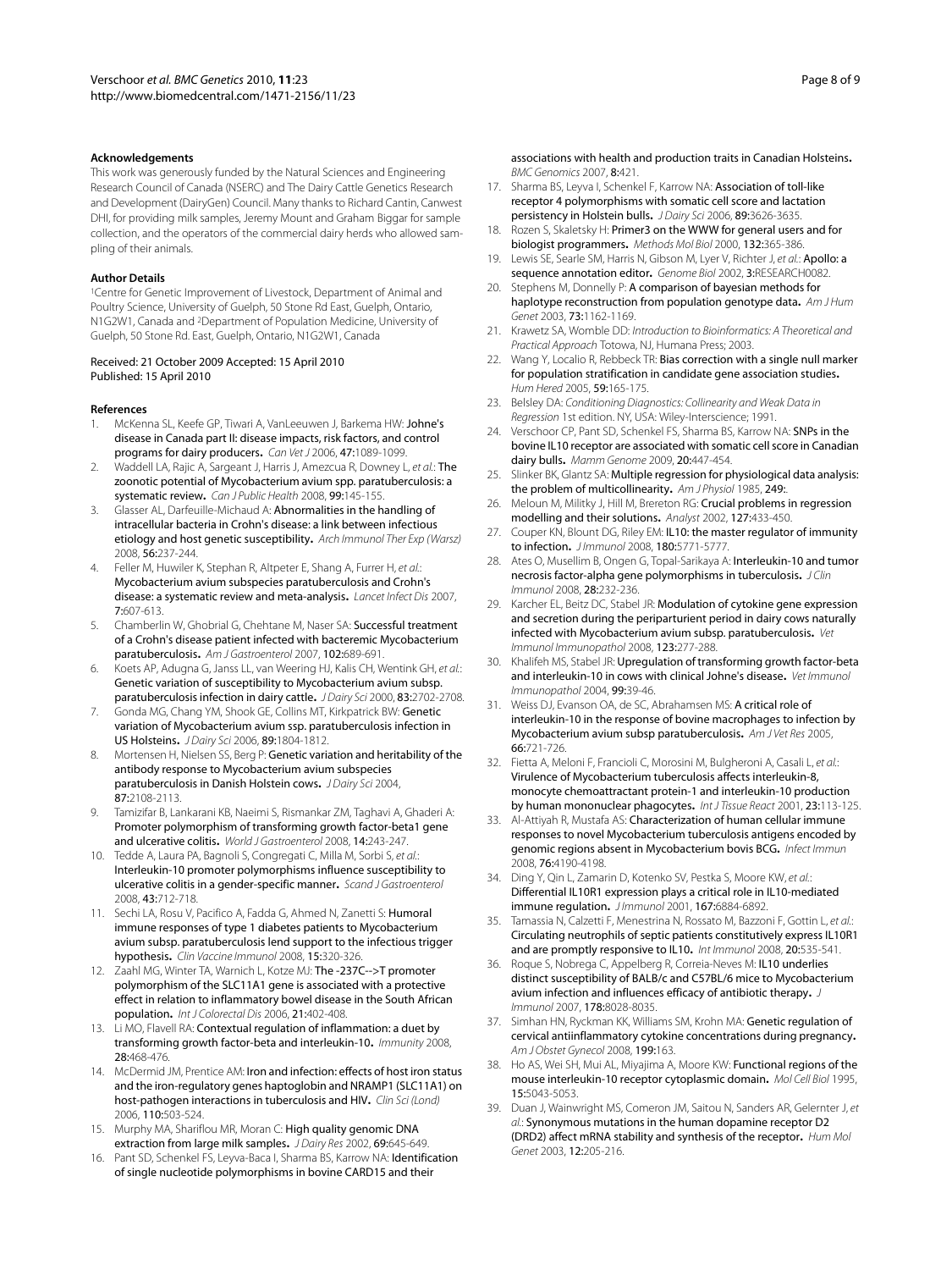### Acknowledgements

This work was generously funded by the Natural Sciences and Engineering Research Council of Canada (NSERC) and The Dairy Cattle Genetics Research and Development (DairyGen) Council. Many thanks to Richard Cantin, Canwest DHI, for providing milk samples, Jeremy Mount and Graham Biggar for sample collection, and the operators of the commercial dairy herds who allowed sampling of their animals.

### Author Details

[1]Centre for Genetic Improvement of Livestock, Department of Animal and Poultry Science, University of Guelph, 50 Stone Rd East, Guelph, Ontario, N1G2W1, Canada and [2]Department of Population Medicine, University of Guelph, 50 Stone Rd. East, Guelph, Ontario, N1G2W1, Canada

Received: 21 October 2009 Accepted: 15 April 2010
Published: 15 April 2010

### References

1. McKenna SL, Keefe GP, Tiwari A, VanLeeuwen J, Barkema HW: **Johne's disease in Canada part II: disease impacts, risk factors, and control programs for dairy producers.** *Can Vet J* 2006, **47:**1089-1099.
2. Waddell LA, Rajic A, Sargeant J, Harris J, Amezcua R, Downey L, *et al.*: **The zoonotic potential of Mycobacterium avium spp. paratuberculosis: a systematic review.** *Can J Public Health* 2008, **99:**145-155.
3. Glasser AL, Darfeuille-Michaud A: **Abnormalities in the handling of intracellular bacteria in Crohn's disease: a link between infectious etiology and host genetic susceptibility.** *Arch Immunol Ther Exp (Warsz)* 2008, **56:**237-244.
4. Feller M, Huwiler K, Stephan R, Altpeter E, Shang A, Furrer H, *et al.*: **Mycobacterium avium subspecies paratuberculosis and Crohn's disease: a systematic review and meta-analysis.** *Lancet Infect Dis* 2007, **7:**607-613.
5. Chamberlin W, Ghobrial G, Chehtane M, Naser SA: **Successful treatment of a Crohn's disease patient infected with bacteremic Mycobacterium paratuberculosis.** *Am J Gastroenterol* 2007, **102:**689-691.
6. Koets AP, Adugna G, Janss LL, van Weering HJ, Kalis CH, Wentink GH, *et al.*: **Genetic variation of susceptibility to Mycobacterium avium subsp. paratuberculosis infection in dairy cattle.** *J Dairy Sci* 2000, **83:**2702-2708.
7. Gonda MG, Chang YM, Shook GE, Collins MT, Kirkpatrick BW: **Genetic variation of Mycobacterium avium ssp. paratuberculosis infection in US Holsteins.** *J Dairy Sci* 2006, **89:**1804-1812.
8. Mortensen H, Nielsen SS, Berg P: **Genetic variation and heritability of the antibody response to Mycobacterium avium subspecies paratuberculosis in Danish Holstein cows.** *J Dairy Sci* 2004, **87:**2108-2113.
9. Tamizifar B, Lankarani KB, Naeimi S, Rismankar ZM, Taghavi A, Ghaderi A: **Promoter polymorphism of transforming growth factor-beta1 gene and ulcerative colitis.** *World J Gastroenterol* 2008, **14:**243-247.
10. Tedde A, Laura PA, Bagnoli S, Congregati C, Milla M, Sorbi S, *et al.*: **Interleukin-10 promoter polymorphisms influence susceptibility to ulcerative colitis in a gender-specific manner.** *Scand J Gastroenterol* 2008, **43:**712-718.
11. Sechi LA, Rosu V, Pacifico A, Fadda G, Ahmed N, Zanetti S: **Humoral immune responses of type 1 diabetes patients to Mycobacterium avium subsp. paratuberculosis lend support to the infectious trigger hypothesis.** *Clin Vaccine Immunol* 2008, **15:**320-326.
12. Zaahl MG, Winter TA, Warnich L, Kotze MJ: **The -237C-->T promoter polymorphism of the SLC11A1 gene is associated with a protective effect in relation to inflammatory bowel disease in the South African population.** *Int J Colorectal Dis* 2006, **21:**402-408.
13. Li MO, Flavell RA: **Contextual regulation of inflammation: a duet by transforming growth factor-beta and interleukin-10.** *Immunity* 2008, **28:**468-476.
14. McDermid JM, Prentice AM: **Iron and infection: effects of host iron status and the iron-regulatory genes haptoglobin and NRAMP1 (SLC11A1) on host-pathogen interactions in tuberculosis and HIV.** *Clin Sci (Lond)* 2006, **110:**503-524.
15. Murphy MA, Shariflou MR, Moran C: **High quality genomic DNA extraction from large milk samples.** *J Dairy Res* 2002, **69:**645-649.
16. Pant SD, Schenkel FS, Leyva-Baca I, Sharma BS, Karrow NA: **Identification of single nucleotide polymorphisms in bovine CARD15 and their associations with health and production traits in Canadian Holsteins.** *BMC Genomics* 2007, **8:**421.
17. Sharma BS, Leyva I, Schenkel F, Karrow NA: **Association of toll-like receptor 4 polymorphisms with somatic cell score and lactation persistency in Holstein bulls.** *J Dairy Sci* 2006, **89:**3626-3635.
18. Rozen S, Skaletsky H: **Primer3 on the WWW for general users and for biologist programmers.** *Methods Mol Biol* 2000, **132:**365-386.
19. Lewis SE, Searle SM, Harris N, Gibson M, Lyer V, Richter J, *et al.*: **Apollo: a sequence annotation editor.** *Genome Biol* 2002, **3:**RESEARCH0082.
20. Stephens M, Donnelly P: **A comparison of bayesian methods for haplotype reconstruction from population genotype data.** *Am J Hum Genet* 2003, **73:**1162-1169.
21. Krawetz SA, Womble DD: *Introduction to Bioinformatics: A Theoretical and Practical Approach* Totowa, NJ, Humana Press; 2003.
22. Wang Y, Localio R, Rebbeck TR: **Bias correction with a single null marker for population stratification in candidate gene association studies.** *Hum Hered* 2005, **59:**165-175.
23. Belsley DA: *Conditioning Diagnostics: Collinearity and Weak Data in Regression* 1st edition. NY, USA: Wiley-Interscience; 1991.
24. Verschoor CP, Pant SD, Schenkel FS, Sharma BS, Karrow NA: **SNPs in the bovine IL10 receptor are associated with somatic cell score in Canadian dairy bulls.** *Mamm Genome* 2009, **20:**447-454.
25. Slinker BK, Glantz SA: **Multiple regression for physiological data analysis: the problem of multicollinearity.** *Am J Physiol* 1985, **249:**.
26. Meloun M, Militky J, Hill M, Brereton RG: **Crucial problems in regression modelling and their solutions.** *Analyst* 2002, **127:**433-450.
27. Couper KN, Blount DG, Riley EM: **IL10: the master regulator of immunity to infection.** *J Immunol* 2008, **180:**5771-5777.
28. Ates O, Musellim B, Ongen G, Topal-Sarikaya A: **Interleukin-10 and tumor necrosis factor-alpha gene polymorphisms in tuberculosis.** *J Clin Immunol* 2008, **28:**232-236.
29. Karcher EL, Beitz DC, Stabel JR: **Modulation of cytokine gene expression and secretion during the periparturient period in dairy cows naturally infected with Mycobacterium avium subsp. paratuberculosis.** *Vet Immunol Immunopathol* 2008, **123:**277-288.
30. Khalifeh MS, Stabel JR: **Upregulation of transforming growth factor-beta and interleukin-10 in cows with clinical Johne's disease.** *Vet Immunol Immunopathol* 2004, **99:**39-46.
31. Weiss DJ, Evanson OA, de SC, Abrahamsen MS: **A critical role of interleukin-10 in the response of bovine macrophages to infection by Mycobacterium avium subsp paratuberculosis.** *Am J Vet Res* 2005, **66:**721-726.
32. Fietta A, Meloni F, Francioli C, Morosini M, Bulgheroni A, Casali L, *et al.*: **Virulence of Mycobacterium tuberculosis affects interleukin-8, monocyte chemoattractant protein-1 and interleukin-10 production by human mononuclear phagocytes.** *Int J Tissue React* 2001, **23:**113-125.
33. Al-Attiyah R, Mustafa AS: **Characterization of human cellular immune responses to novel Mycobacterium tuberculosis antigens encoded by genomic regions absent in Mycobacterium bovis BCG.** *Infect Immun* 2008, **76:**4190-4198.
34. Ding Y, Qin L, Zamarin D, Kotenko SV, Pestka S, Moore KW, *et al.*: **Differential IL10R1 expression plays a critical role in IL10-mediated immune regulation.** *J Immunol* 2001, **167:**6884-6892.
35. Tamassia N, Calzetti F, Menestrina N, Rossato M, Bazzoni F, Gottin L, *et al.*: **Circulating neutrophils of septic patients constitutively express IL10R1 and are promptly responsive to IL10.** *Int Immunol* 2008, **20:**535-541.
36. Roque S, Nobrega C, Appelberg R, Correia-Neves M: **IL10 underlies distinct susceptibility of BALB/c and C57BL/6 mice to Mycobacterium avium infection and influences efficacy of antibiotic therapy.** *J Immunol* 2007, **178:**8028-8035.
37. Simhan HN, Ryckman KK, Williams SM, Krohn MA: **Genetic regulation of cervical antiinflammatory cytokine concentrations during pregnancy.** *Am J Obstet Gynecol* 2008, **199:**163.
38. Ho AS, Wei SH, Mui AL, Miyajima A, Moore KW: **Functional regions of the mouse interleukin-10 receptor cytoplasmic domain.** *Mol Cell Biol* 1995, **15:**5043-5053.
39. Duan J, Wainwright MS, Comeron JM, Saitou N, Sanders AR, Gelernter J, *et al.*: **Synonymous mutations in the human dopamine receptor D2 (DRD2) affect mRNA stability and synthesis of the receptor.** *Hum Mol Genet* 2003, **12:**205-216.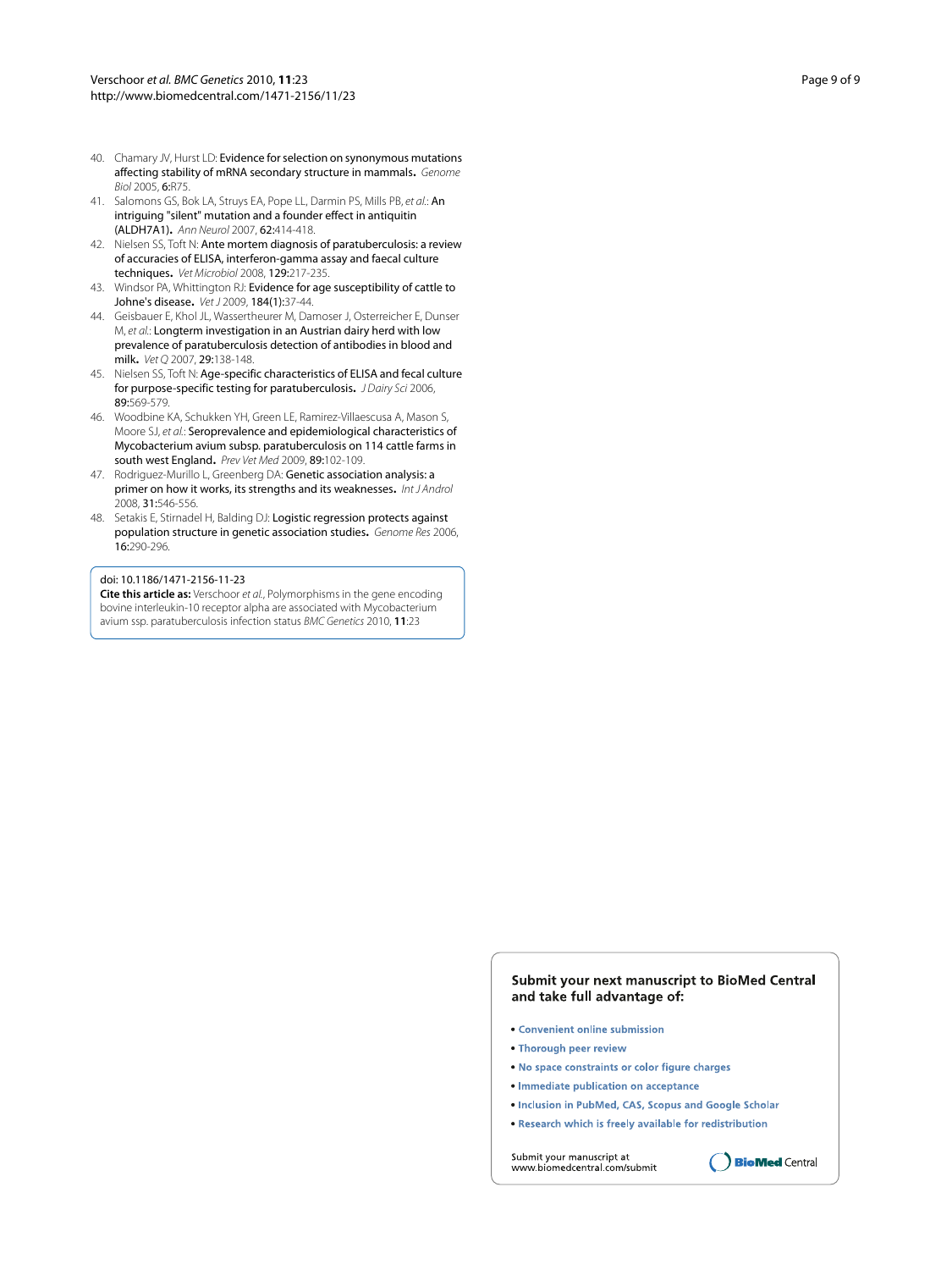40. Chamary JV, Hurst LD: **Evidence for selection on synonymous mutations affecting stability of mRNA secondary structure in mammals.** *Genome Biol* 2005, **6**:R75.
41. Salomons GS, Bok LA, Struys EA, Pope LL, Darmin PS, Mills PB, *et al.*: **An intriguing "silent" mutation and a founder effect in antiquitin (ALDH7A1).** *Ann Neurol* 2007, **62**:414-418.
42. Nielsen SS, Toft N: **Ante mortem diagnosis of paratuberculosis: a review of accuracies of ELISA, interferon-gamma assay and faecal culture techniques.** *Vet Microbiol* 2008, **129**:217-235.
43. Windsor PA, Whittington RJ: **Evidence for age susceptibility of cattle to Johne's disease.** *Vet J* 2009, **184(1)**:37-44.
44. Geisbauer E, Khol JL, Wassertheurer M, Damoser J, Osterreicher E, Dunser M, *et al.*: **Longterm investigation in an Austrian dairy herd with low prevalence of paratuberculosis detection of antibodies in blood and milk.** *Vet Q* 2007, **29**:138-148.
45. Nielsen SS, Toft N: **Age-specific characteristics of ELISA and fecal culture for purpose-specific testing for paratuberculosis.** *J Dairy Sci* 2006, **89**:569-579.
46. Woodbine KA, Schukken YH, Green LE, Ramirez-Villaescusa A, Mason S, Moore SJ, *et al.*: **Seroprevalence and epidemiological characteristics of Mycobacterium avium subsp. paratuberculosis on 114 cattle farms in south west England.** *Prev Vet Med* 2009, **89**:102-109.
47. Rodriguez-Murillo L, Greenberg DA: **Genetic association analysis: a primer on how it works, its strengths and its weaknesses.** *Int J Androl* 2008, **31**:546-556.
48. Setakis E, Stirnadel H, Balding DJ: **Logistic regression protects against population structure in genetic association studies.** *Genome Res* 2006, **16**:290-296.

doi: 10.1186/1471-2156-11-23
**Cite this article as:** Verschoor *et al.*, Polymorphisms in the gene encoding bovine interleukin-10 receptor alpha are associated with Mycobacterium avium ssp. paratuberculosis infection status *BMC Genetics* 2010, **11**:23

**Submit your next manuscript to BioMed Central and take full advantage of:**

- **Convenient online submission**
- **Thorough peer review**
- **No space constraints or color figure charges**
- **Immediate publication on acceptance**
- **Inclusion in PubMed, CAS, Scopus and Google Scholar**
- **Research which is freely available for redistribution**

Submit your manuscript at
www.biomedcentral.com/submit

BioMed Central